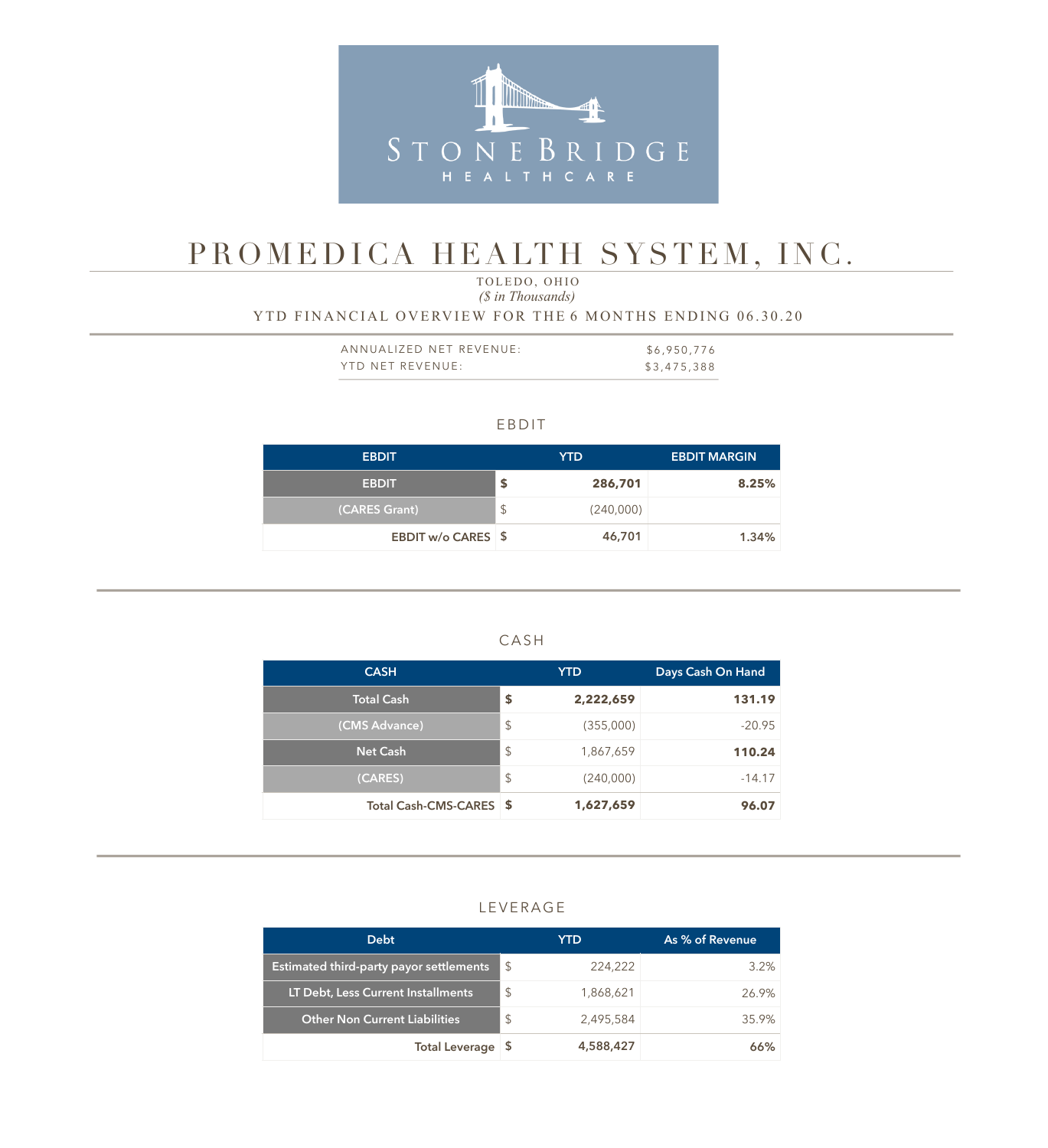STONE BRIDGE HEALTHCARE

# PROMEDICA HEALTH SYSTEM, INC.

TOLEDO, OHIO
*($ in Thousands)*

YTD FINANCIAL OVERVIEW FOR THE 6 MONTHS ENDING 06.30.20

| | |
|---|---|
| ANNUALIZED NET REVENUE: | $6,950,776 |
| YTD NET REVENUE: | $3,475,388 |

## EBDIT

| EBDIT | | YTD | EBDIT MARGIN |
|---|---|---|---|
| **EBDIT** | **$** | **286,701** | **8.25%** |
| (CARES Grant) | $ | (240,000) | |
| **EBDIT w/o CARES** | **$** | **46,701** | **1.34%** |

## CASH

| CASH | | YTD | Days Cash On Hand |
|---|---|---|---|
| **Total Cash** | **$** | **2,222,659** | **131.19** |
| (CMS Advance) | $ | (355,000) | -20.95 |
| Net Cash | $ | 1,867,659 | **110.24** |
| (CARES) | $ | (240,000) | -14.17 |
| **Total Cash-CMS-CARES** | **$** | **1,627,659** | **96.07** |

## LEVERAGE

| Debt | | YTD | As % of Revenue |
|---|---|---|---|
| Estimated third-party payor settlements | $ | 224,222 | 3.2% |
| LT Debt, Less Current Installments | $ | 1,868,621 | 26.9% |
| Other Non Current Liabilities | $ | 2,495,584 | 35.9% |
| **Total Leverage** | **$** | **4,588,427** | **66%** |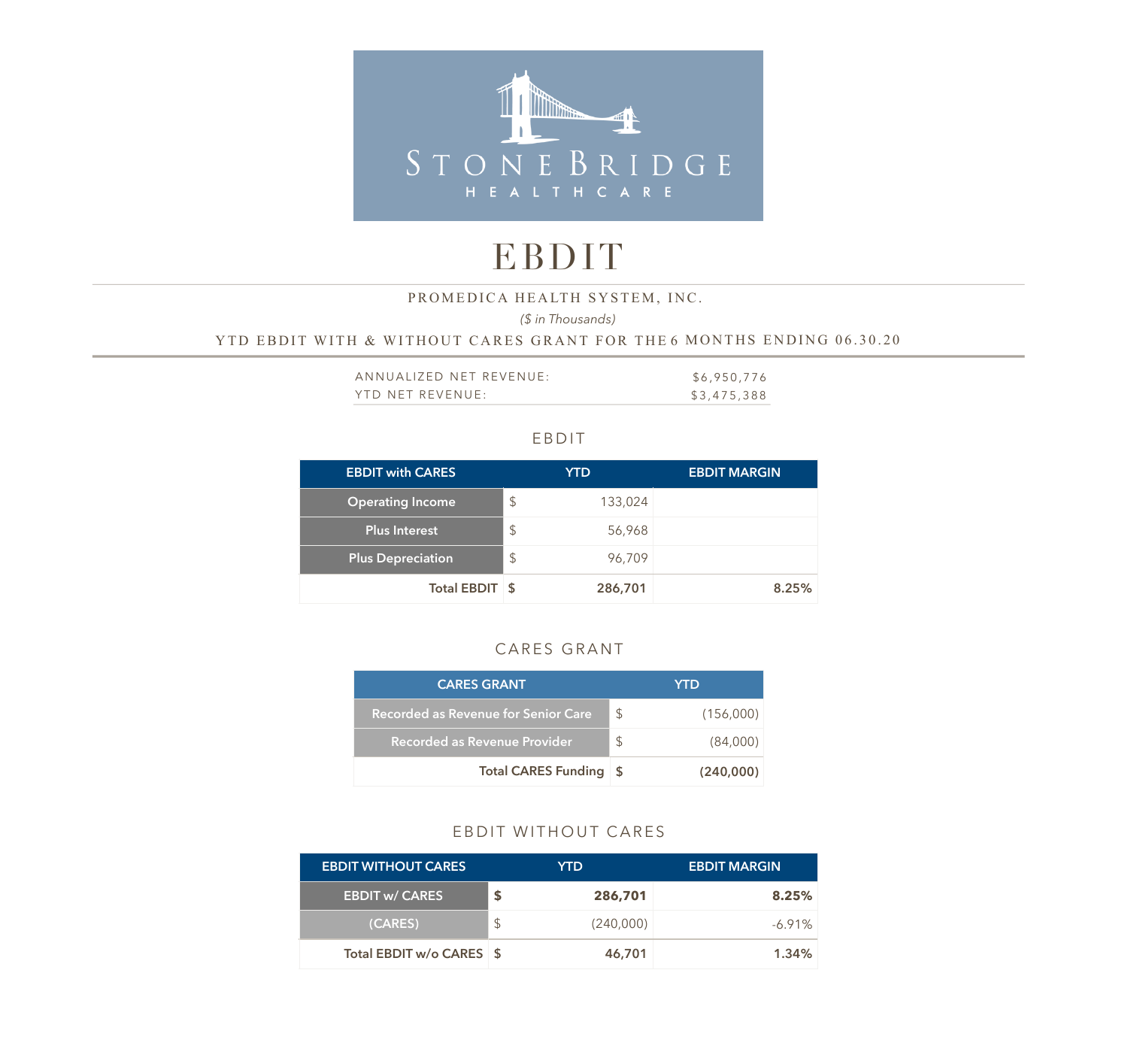STONEBRIDGE HEALTHCARE

# EBDIT

PROMEDICA HEALTH SYSTEM, INC.

*($ in Thousands)*

YTD EBDIT WITH & WITHOUT CARES GRANT FOR THE 6 MONTHS ENDING 06.30.20

| | |
|---|---|
| ANNUALIZED NET REVENUE: | $6,950,776 |
| YTD NET REVENUE: | $3,475,388 |

## EBDIT

| EBDIT with CARES | YTD | | EBDIT MARGIN |
|---|---|---|---|
| Operating Income | $ | 133,024 | |
| Plus Interest | $ | 56,968 | |
| Plus Depreciation | $ | 96,709 | |
| **Total EBDIT** | **$** | **286,701** | **8.25%** |

## CARES GRANT

| CARES GRANT | YTD | |
|---|---|---|
| Recorded as Revenue for Senior Care | $ | (156,000) |
| Recorded as Revenue Provider | $ | (84,000) |
| **Total CARES Funding** | **$** | **(240,000)** |

## EBDIT WITHOUT CARES

| EBDIT WITHOUT CARES | YTD | | EBDIT MARGIN |
|---|---|---|---|
| **EBDIT w/ CARES** | **$** | **286,701** | **8.25%** |
| (CARES) | $ | (240,000) | -6.91% |
| **Total EBDIT w/o CARES** | **$** | **46,701** | **1.34%** |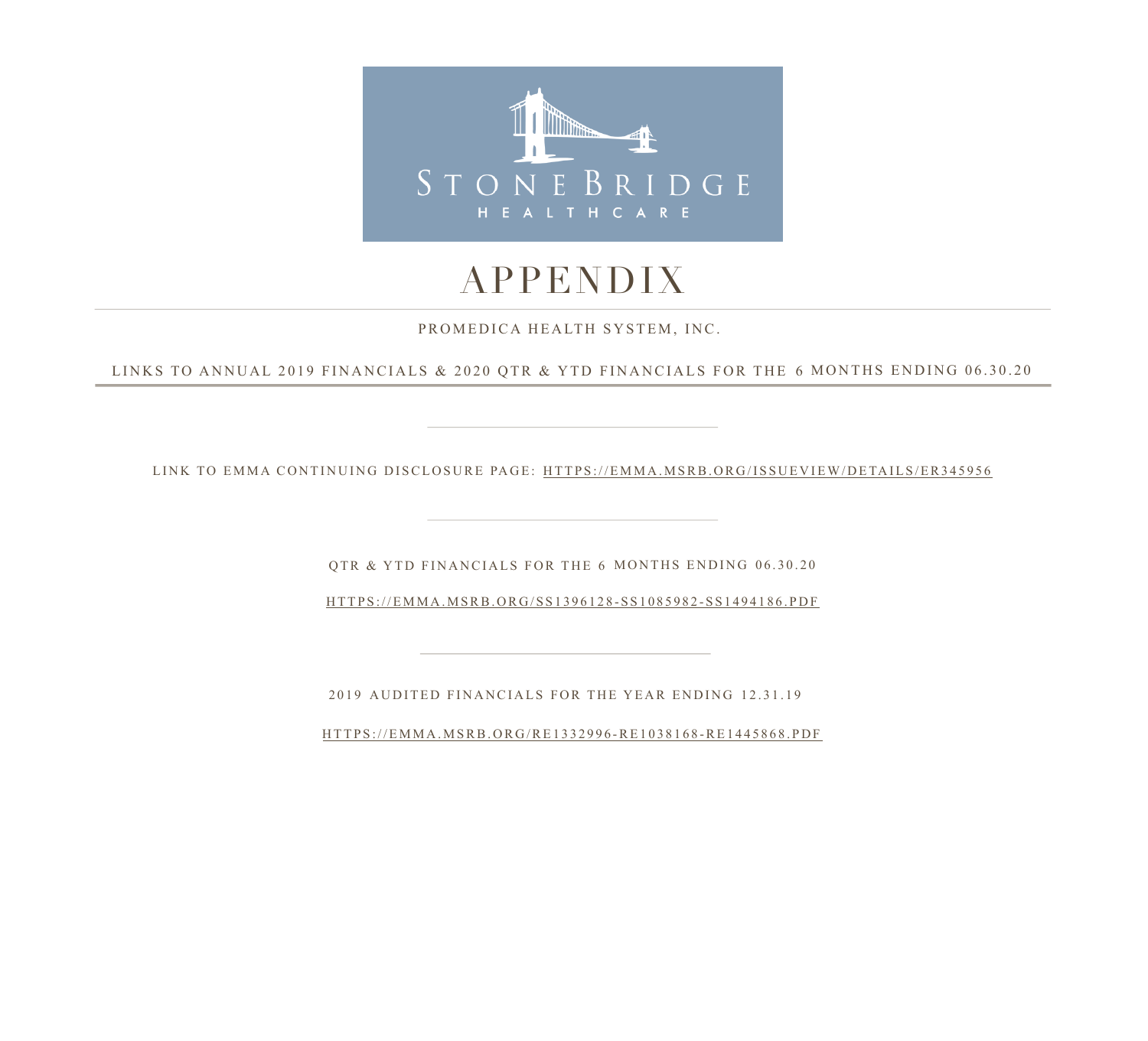STONE BRIDGE
HEALTHCARE

# APPENDIX

PROMEDICA HEALTH SYSTEM, INC.

LINKS TO ANNUAL 2019 FINANCIALS & 2020 QTR & YTD FINANCIALS FOR THE 6 MONTHS ENDING 06.30.20

---

LINK TO EMMA CONTINUING DISCLOSURE PAGE: HTTPS://EMMA.MSRB.ORG/ISSUEVIEW/DETAILS/ER345956

---

QTR & YTD FINANCIALS FOR THE 6 MONTHS ENDING 06.30.20

HTTPS://EMMA.MSRB.ORG/SS1396128-SS1085982-SS1494186.PDF

---

2019 AUDITED FINANCIALS FOR THE YEAR ENDING 12.31.19

HTTPS://EMMA.MSRB.ORG/RE1332996-RE1038168-RE1445868.PDF